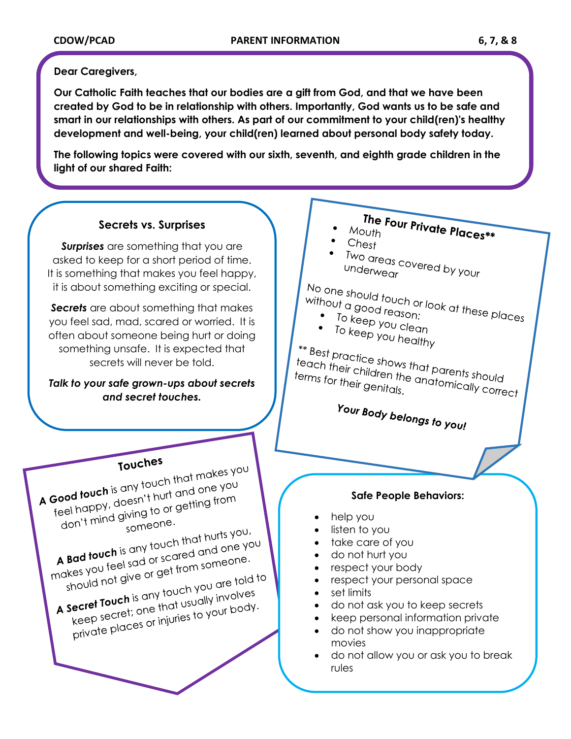Dear Caregivers,

**Our Catholic Faith teaches that our bodies are a gift from God, and that we have been created by God to be in relationship with others. Importantly, God wants us to be safe and smart in our relationships with others. As part of our commitment to your child(ren)'s healthy development and well-being, your child(ren) learned about personal body safety today.**

**The following topics were covered with our sixth, seventh, and eighth grade children in the light of our shared Faith:**

## Secrets vs. Surprises

***Surprises*** are something that you are asked to keep for a short period of time. It is something that makes you feel happy, it is about something exciting or special.

***Secrets*** are about something that makes you feel sad, mad, scared or worried. It is often about someone being hurt or doing something unsafe. It is expected that secrets will never be told.

***Talk to your safe grown-ups about secrets and secret touches.***

## The Four Private Places**

- Mouth
- Chest
- Two areas covered by your underwear

No one should touch or look at these places without a good reason:

- To keep you clean
- To keep you healthy

** Best practice shows that parents should teach their children the anatomically correct terms for their genitals.

***Your Body belongs to you!***

## Touches

**A Good touch** is any touch that makes you feel happy, doesn't hurt and one you don't mind giving to or getting from someone.

**A Bad touch** is any touch that hurts you, makes you feel sad or scared and one you should not give or get from someone.

**A Secret Touch** is any touch you are told to keep secret; one that usually involves private places or injuries to your body.

## Safe People Behaviors:

- help you
- listen to you
- take care of you
- do not hurt you
- respect your body
- respect your personal space
- set limits
- do not ask you to keep secrets
- keep personal information private
- do not show you inappropriate movies
- do not allow you or ask you to break rules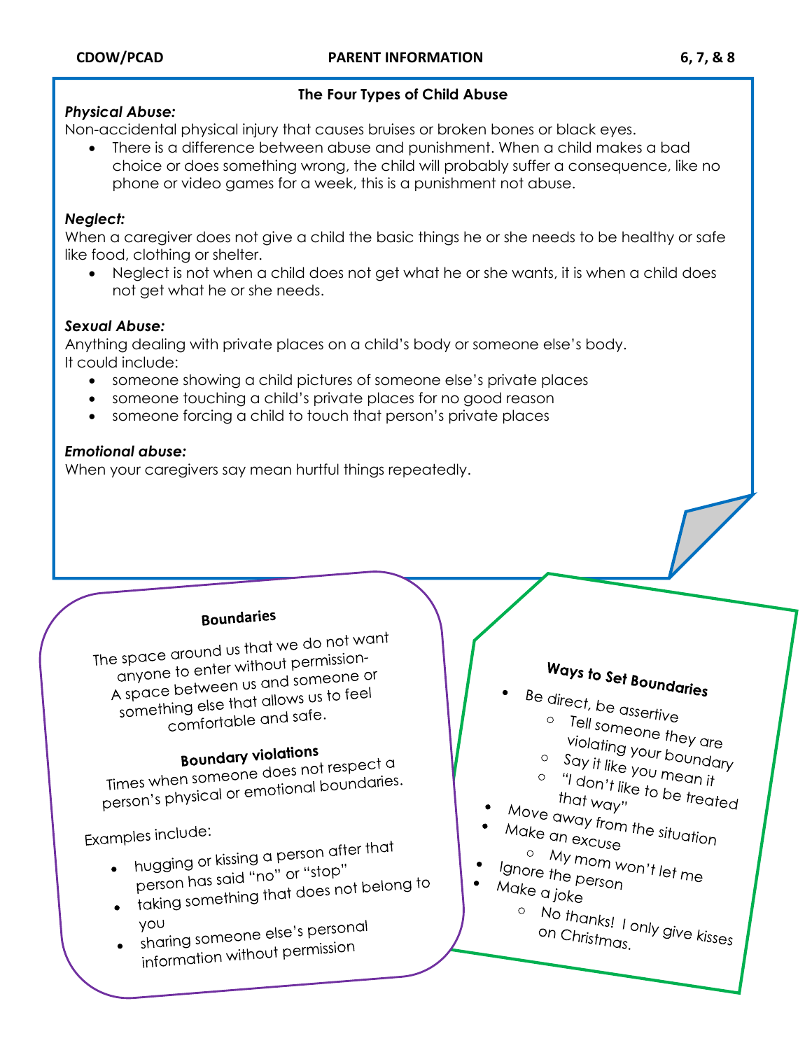## The Four Types of Child Abuse

***Physical Abuse:***

Non-accidental physical injury that causes bruises or broken bones or black eyes.

- There is a difference between abuse and punishment. When a child makes a bad choice or does something wrong, the child will probably suffer a consequence, like no phone or video games for a week, this is a punishment not abuse.

***Neglect:***

When a caregiver does not give a child the basic things he or she needs to be healthy or safe like food, clothing or shelter.

- Neglect is not when a child does not get what he or she wants, it is when a child does not get what he or she needs.

***Sexual Abuse:***

Anything dealing with private places on a child's body or someone else's body.
It could include:

- someone showing a child pictures of someone else's private places
- someone touching a child's private places for no good reason
- someone forcing a child to touch that person's private places

***Emotional abuse:***

When your caregivers say mean hurtful things repeatedly.

### Boundaries

The space around us that we do not want anyone to enter without permission-
A space between us and someone or something else that allows us to feel comfortable and safe.

### Boundary violations

Times when someone does not respect a person's physical or emotional boundaries.

Examples include:

- hugging or kissing a person after that person has said "no" or "stop"
- taking something that does not belong to you
- sharing someone else's personal information without permission

### Ways to Set Boundaries

- Be direct, be assertive
  - Tell someone they are violating your boundary
  - Say it like you mean it
  - "I don't like to be treated that way"
- Move away from the situation
- Make an excuse
  - My mom won't let me
- Ignore the person
- Make a joke
  - No thanks! I only give kisses on Christmas.